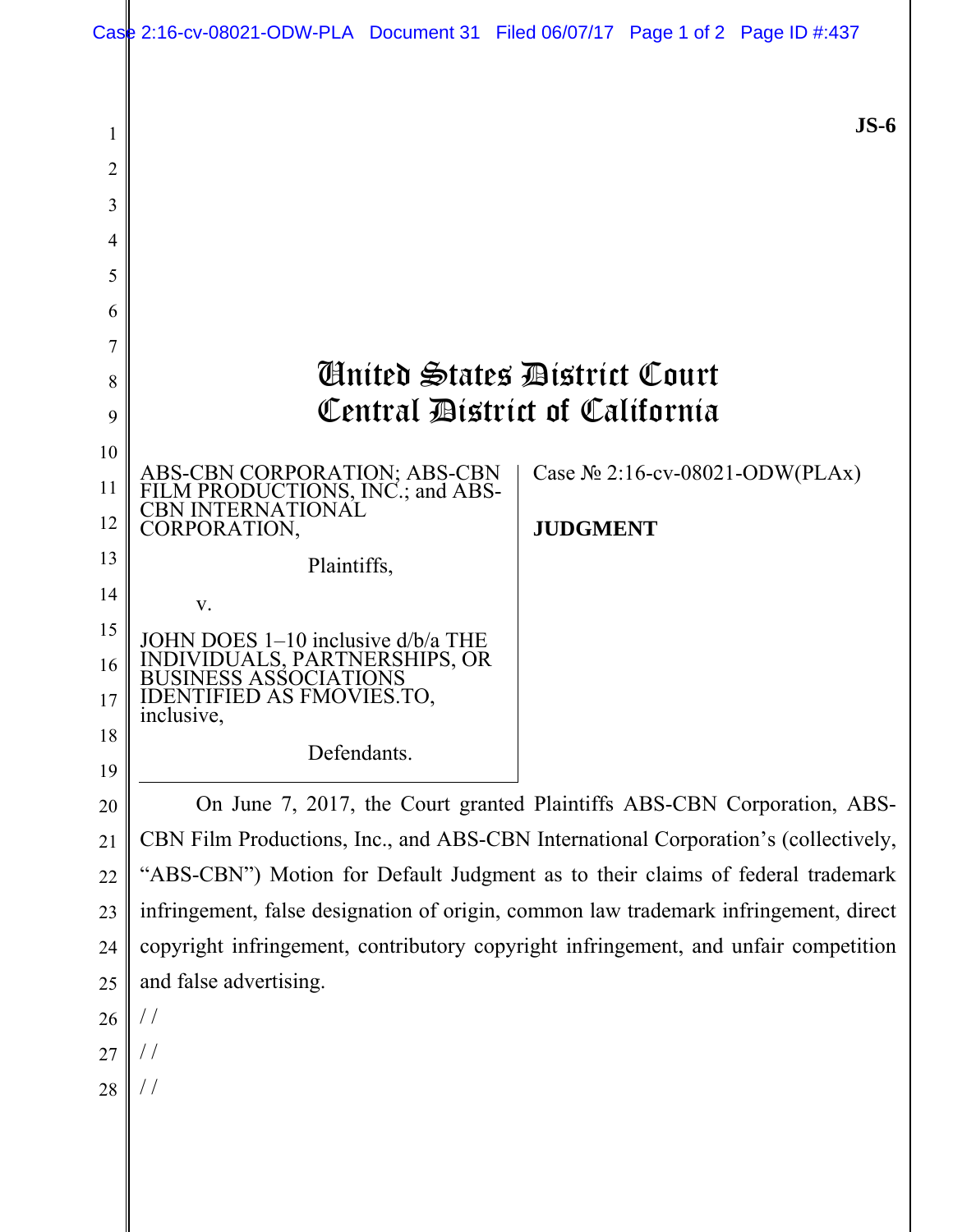**JS-6**

# United States District Court
# Central District of California

| | |
|---|---|
| ABS-CBN CORPORATION; ABS-CBN FILM PRODUCTIONS, INC.; and ABS-CBN INTERNATIONAL CORPORATION,<br><br>Plaintiffs,<br><br>v.<br><br>JOHN DOES 1–10 inclusive d/b/a THE INDIVIDUALS, PARTNERSHIPS, OR BUSINESS ASSOCIATIONS IDENTIFIED AS FMOVIES.TO, inclusive,<br><br>Defendants. | Case № 2:16-cv-08021-ODW(PLAx)<br><br>**JUDGMENT** |

On June 7, 2017, the Court granted Plaintiffs ABS-CBN Corporation, ABS-CBN Film Productions, Inc., and ABS-CBN International Corporation's (collectively, "ABS-CBN") Motion for Default Judgment as to their claims of federal trademark infringement, false designation of origin, common law trademark infringement, direct copyright infringement, contributory copyright infringement, and unfair competition and false advertising.

/ /

/ /

/ /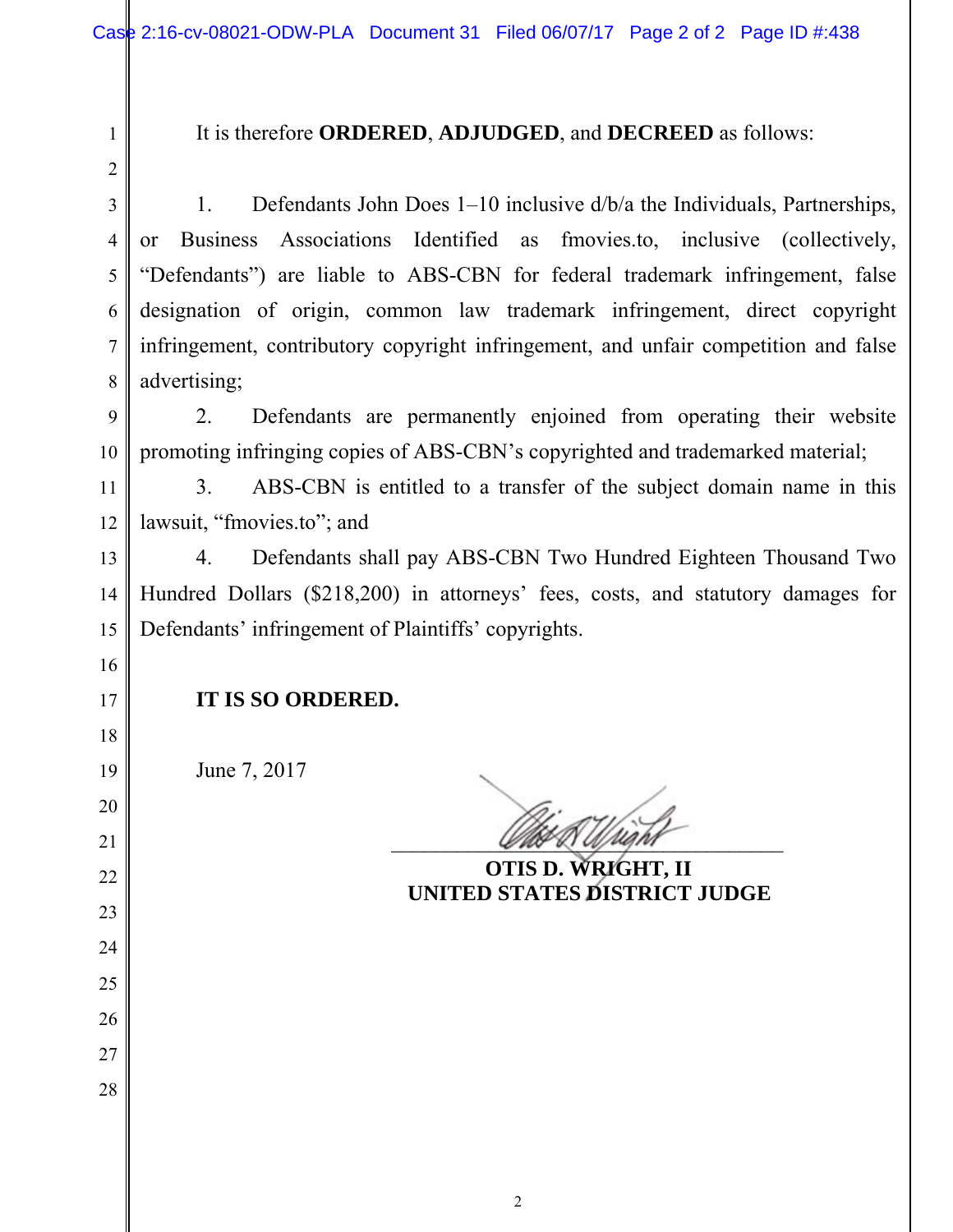It is therefore **ORDERED**, **ADJUDGED**, and **DECREED** as follows:

1. Defendants John Does 1–10 inclusive d/b/a the Individuals, Partnerships, or Business Associations Identified as fmovies.to, inclusive (collectively, "Defendants") are liable to ABS-CBN for federal trademark infringement, false designation of origin, common law trademark infringement, direct copyright infringement, contributory copyright infringement, and unfair competition and false advertising;

2. Defendants are permanently enjoined from operating their website promoting infringing copies of ABS-CBN's copyrighted and trademarked material;

3. ABS-CBN is entitled to a transfer of the subject domain name in this lawsuit, "fmovies.to"; and

4. Defendants shall pay ABS-CBN Two Hundred Eighteen Thousand Two Hundred Dollars ($218,200) in attorneys' fees, costs, and statutory damages for Defendants' infringement of Plaintiffs' copyrights.

**IT IS SO ORDERED.**

June 7, 2017

**OTIS D. WRIGHT, II**
**UNITED STATES DISTRICT JUDGE**